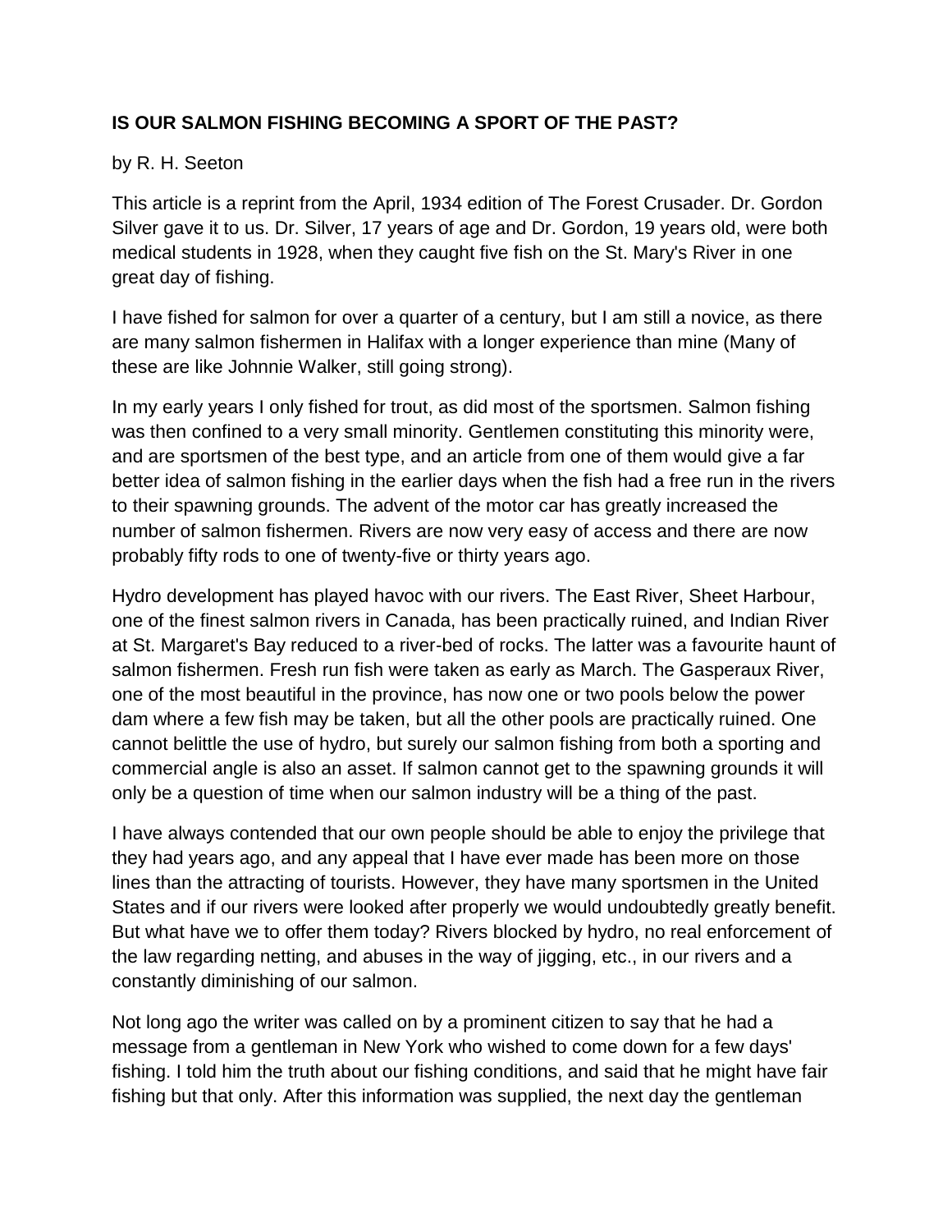**IS OUR SALMON FISHING BECOMING A SPORT OF THE PAST?**

by R. H. Seeton

This article is a reprint from the April, 1934 edition of The Forest Crusader. Dr. Gordon Silver gave it to us. Dr. Silver, 17 years of age and Dr. Gordon, 19 years old, were both medical students in 1928, when they caught five fish on the St. Mary's River in one great day of fishing.

I have fished for salmon for over a quarter of a century, but I am still a novice, as there are many salmon fishermen in Halifax with a longer experience than mine (Many of these are like Johnnie Walker, still going strong).

In my early years I only fished for trout, as did most of the sportsmen. Salmon fishing was then confined to a very small minority. Gentlemen constituting this minority were, and are sportsmen of the best type, and an article from one of them would give a far better idea of salmon fishing in the earlier days when the fish had a free run in the rivers to their spawning grounds. The advent of the motor car has greatly increased the number of salmon fishermen. Rivers are now very easy of access and there are now probably fifty rods to one of twenty-five or thirty years ago.

Hydro development has played havoc with our rivers. The East River, Sheet Harbour, one of the finest salmon rivers in Canada, has been practically ruined, and Indian River at St. Margaret's Bay reduced to a river-bed of rocks. The latter was a favourite haunt of salmon fishermen. Fresh run fish were taken as early as March. The Gasperaux River, one of the most beautiful in the province, has now one or two pools below the power dam where a few fish may be taken, but all the other pools are practically ruined. One cannot belittle the use of hydro, but surely our salmon fishing from both a sporting and commercial angle is also an asset. If salmon cannot get to the spawning grounds it will only be a question of time when our salmon industry will be a thing of the past.

I have always contended that our own people should be able to enjoy the privilege that they had years ago, and any appeal that I have ever made has been more on those lines than the attracting of tourists. However, they have many sportsmen in the United States and if our rivers were looked after properly we would undoubtedly greatly benefit. But what have we to offer them today? Rivers blocked by hydro, no real enforcement of the law regarding netting, and abuses in the way of jigging, etc., in our rivers and a constantly diminishing of our salmon.

Not long ago the writer was called on by a prominent citizen to say that he had a message from a gentleman in New York who wished to come down for a few days' fishing. I told him the truth about our fishing conditions, and said that he might have fair fishing but that only. After this information was supplied, the next day the gentleman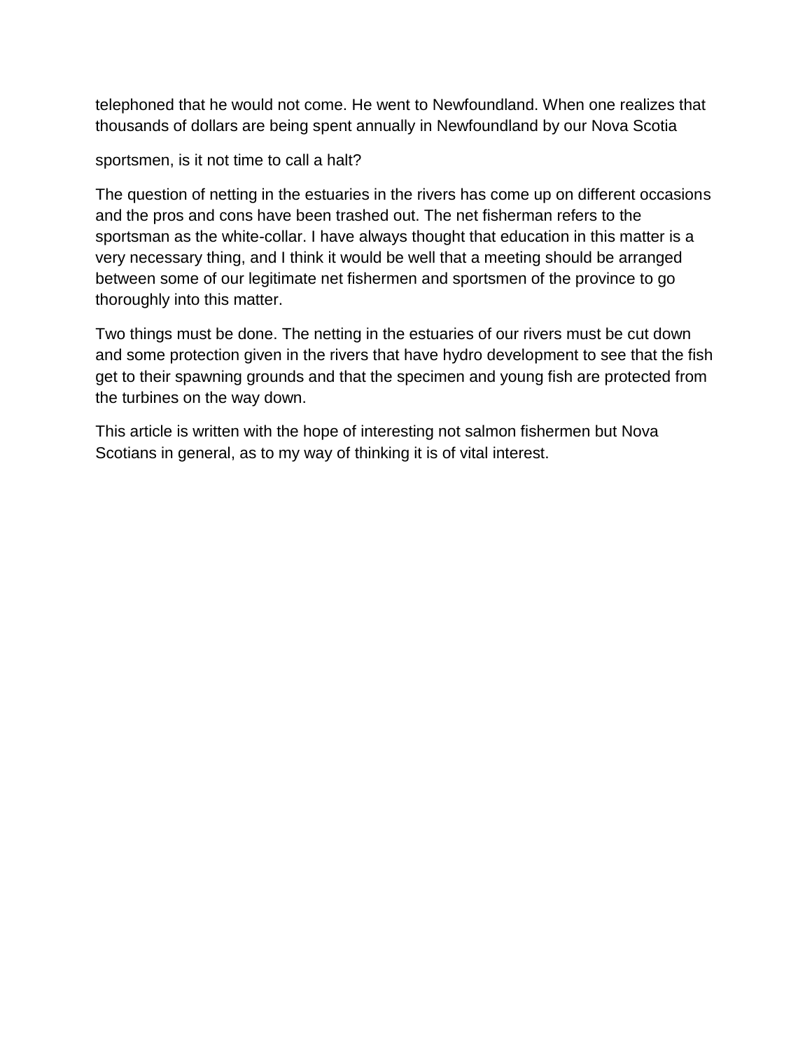telephoned that he would not come. He went to Newfoundland. When one realizes that thousands of dollars are being spent annually in Newfoundland by our Nova Scotia

sportsmen, is it not time to call a halt?

The question of netting in the estuaries in the rivers has come up on different occasions and the pros and cons have been trashed out. The net fisherman refers to the sportsman as the white-collar. I have always thought that education in this matter is a very necessary thing, and I think it would be well that a meeting should be arranged between some of our legitimate net fishermen and sportsmen of the province to go thoroughly into this matter.

Two things must be done. The netting in the estuaries of our rivers must be cut down and some protection given in the rivers that have hydro development to see that the fish get to their spawning grounds and that the specimen and young fish are protected from the turbines on the way down.

This article is written with the hope of interesting not salmon fishermen but Nova Scotians in general, as to my way of thinking it is of vital interest.